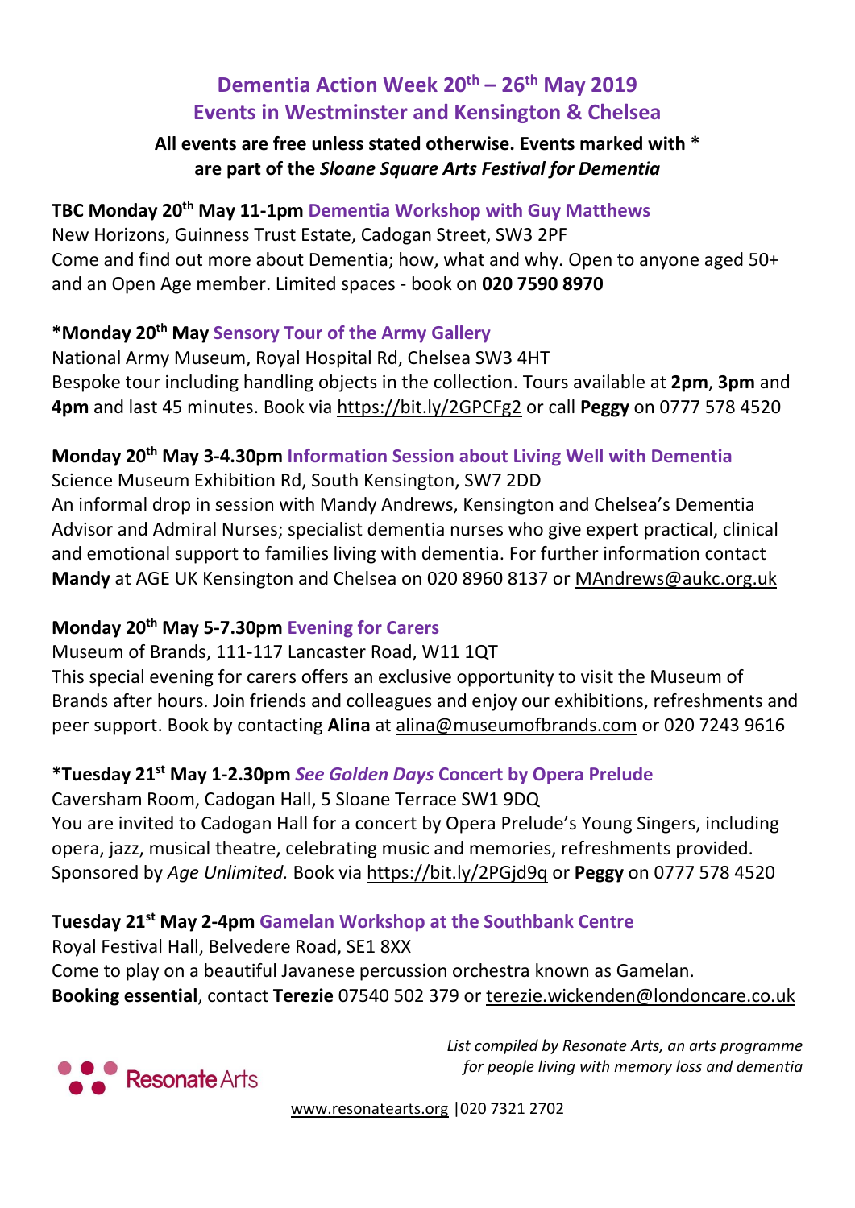# Dementia Action Week 20th – 26th May 2019
# Events in Westminster and Kensington & Chelsea

**All events are free unless stated otherwise. Events marked with * are part of the *Sloane Square Arts Festival for Dementia***

**TBC Monday 20th May 11-1pm** Dementia Workshop with Guy Matthews
New Horizons, Guinness Trust Estate, Cadogan Street, SW3 2PF
Come and find out more about Dementia; how, what and why. Open to anyone aged 50+ and an Open Age member. Limited spaces - book on **020 7590 8970**

**\*Monday 20th May** Sensory Tour of the Army Gallery
National Army Museum, Royal Hospital Rd, Chelsea SW3 4HT
Bespoke tour including handling objects in the collection. Tours available at **2pm**, **3pm** and **4pm** and last 45 minutes. Book via https://bit.ly/2GPCFg2 or call **Peggy** on 0777 578 4520

**Monday 20th May 3-4.30pm** Information Session about Living Well with Dementia
Science Museum Exhibition Rd, South Kensington, SW7 2DD
An informal drop in session with Mandy Andrews, Kensington and Chelsea's Dementia Advisor and Admiral Nurses; specialist dementia nurses who give expert practical, clinical and emotional support to families living with dementia. For further information contact **Mandy** at AGE UK Kensington and Chelsea on 020 8960 8137 or MAndrews@aukc.org.uk

**Monday 20th May 5-7.30pm** Evening for Carers
Museum of Brands, 111-117 Lancaster Road, W11 1QT
This special evening for carers offers an exclusive opportunity to visit the Museum of Brands after hours. Join friends and colleagues and enjoy our exhibitions, refreshments and peer support. Book by contacting **Alina** at alina@museumofbrands.com or 020 7243 9616

**\*Tuesday 21st May 1-2.30pm** *See Golden Days* Concert by Opera Prelude
Caversham Room, Cadogan Hall, 5 Sloane Terrace SW1 9DQ
You are invited to Cadogan Hall for a concert by Opera Prelude's Young Singers, including opera, jazz, musical theatre, celebrating music and memories, refreshments provided. Sponsored by *Age Unlimited.* Book via https://bit.ly/2PGjd9q or **Peggy** on 0777 578 4520

**Tuesday 21st May 2-4pm** Gamelan Workshop at the Southbank Centre
Royal Festival Hall, Belvedere Road, SE1 8XX
Come to play on a beautiful Javanese percussion orchestra known as Gamelan.
**Booking essential**, contact **Terezie** 07540 502 379 or terezie.wickenden@londoncare.co.uk

Resonate Arts

*List compiled by Resonate Arts, an arts programme for people living with memory loss and dementia*

www.resonatearts.org |020 7321 2702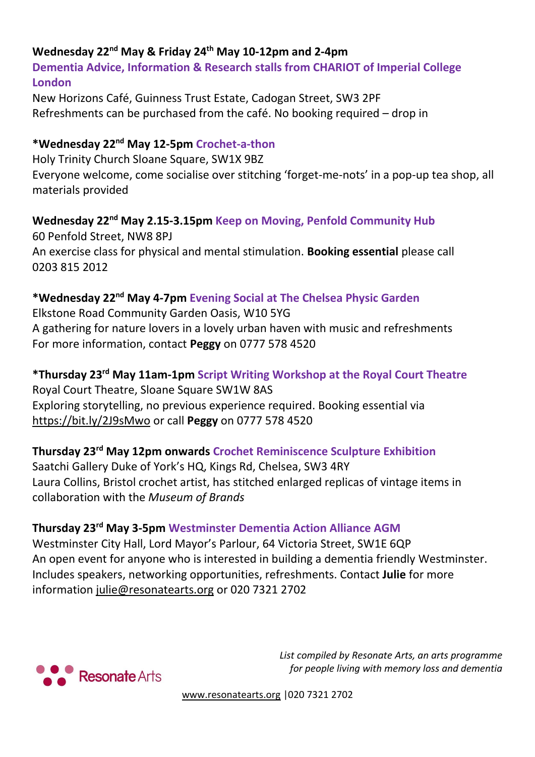**Wednesday 22nd May & Friday 24th May 10-12pm and 2-4pm**
**Dementia Advice, Information & Research stalls from CHARIOT of Imperial College London**
New Horizons Café, Guinness Trust Estate, Cadogan Street, SW3 2PF
Refreshments can be purchased from the café. No booking required – drop in

**\*Wednesday 22nd May 12-5pm Crochet-a-thon**
Holy Trinity Church Sloane Square, SW1X 9BZ
Everyone welcome, come socialise over stitching 'forget-me-nots' in a pop-up tea shop, all materials provided

**Wednesday 22nd May 2.15-3.15pm Keep on Moving, Penfold Community Hub**
60 Penfold Street, NW8 8PJ
An exercise class for physical and mental stimulation. **Booking essential** please call 0203 815 2012

**\*Wednesday 22nd May 4-7pm Evening Social at The Chelsea Physic Garden**
Elkstone Road Community Garden Oasis, W10 5YG
A gathering for nature lovers in a lovely urban haven with music and refreshments
For more information, contact **Peggy** on 0777 578 4520

**\*Thursday 23rd May 11am-1pm Script Writing Workshop at the Royal Court Theatre**
Royal Court Theatre, Sloane Square SW1W 8AS
Exploring storytelling, no previous experience required. Booking essential via https://bit.ly/2J9sMwo or call **Peggy** on 0777 578 4520

**Thursday 23rd May 12pm onwards Crochet Reminiscence Sculpture Exhibition**
Saatchi Gallery Duke of York's HQ, Kings Rd, Chelsea, SW3 4RY
Laura Collins, Bristol crochet artist, has stitched enlarged replicas of vintage items in collaboration with the *Museum of Brands*

**Thursday 23rd May 3-5pm Westminster Dementia Action Alliance AGM**
Westminster City Hall, Lord Mayor's Parlour, 64 Victoria Street, SW1E 6QP
An open event for anyone who is interested in building a dementia friendly Westminster. Includes speakers, networking opportunities, refreshments. Contact **Julie** for more information julie@resonatearts.org or 020 7321 2702

Resonate Arts

*List compiled by Resonate Arts, an arts programme for people living with memory loss and dementia*

www.resonatearts.org |020 7321 2702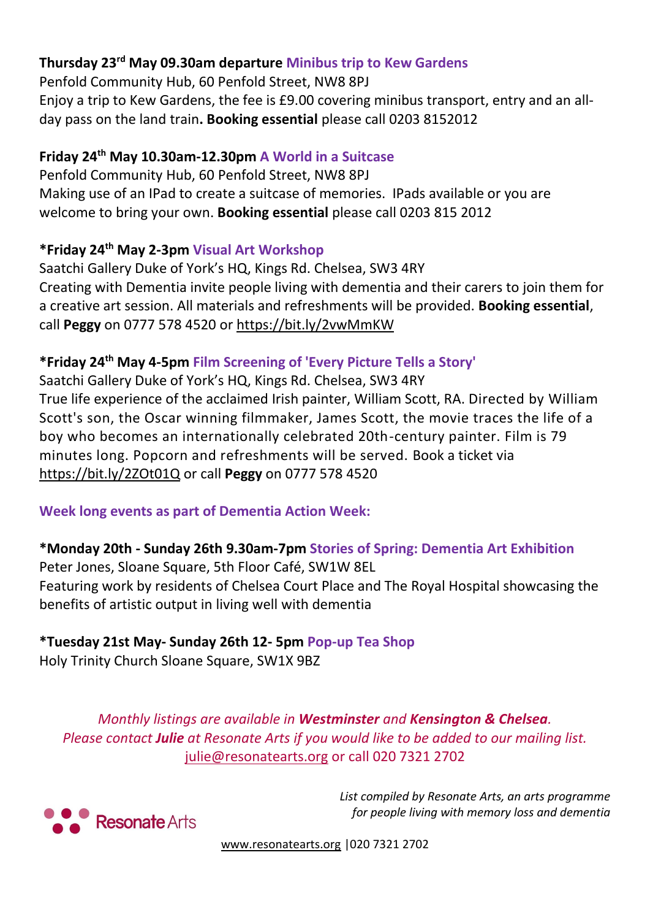**Thursday 23rd May 09.30am departure** **Minibus trip to Kew Gardens**
Penfold Community Hub, 60 Penfold Street, NW8 8PJ
Enjoy a trip to Kew Gardens, the fee is £9.00 covering minibus transport, entry and an all-day pass on the land train**. Booking essential** please call 0203 8152012

**Friday 24th May 10.30am-12.30pm** **A World in a Suitcase**
Penfold Community Hub, 60 Penfold Street, NW8 8PJ
Making use of an IPad to create a suitcase of memories. IPads available or you are welcome to bring your own. **Booking essential** please call 0203 815 2012

**\*Friday 24th May 2-3pm** **Visual Art Workshop**
Saatchi Gallery Duke of York's HQ, Kings Rd. Chelsea, SW3 4RY
Creating with Dementia invite people living with dementia and their carers to join them for a creative art session. All materials and refreshments will be provided. **Booking essential**, call **Peggy** on 0777 578 4520 or https://bit.ly/2vwMmKW

**\*Friday 24th May 4-5pm** **Film Screening of 'Every Picture Tells a Story'**
Saatchi Gallery Duke of York's HQ, Kings Rd. Chelsea, SW3 4RY
True life experience of the acclaimed Irish painter, William Scott, RA. Directed by William Scott's son, the Oscar winning filmmaker, James Scott, the movie traces the life of a boy who becomes an internationally celebrated 20th-century painter. Film is 79 minutes long. Popcorn and refreshments will be served. Book a ticket via https://bit.ly/2ZOt01Q or call **Peggy** on 0777 578 4520

**Week long events as part of Dementia Action Week:**

**\*Monday 20th - Sunday 26th 9.30am-7pm** **Stories of Spring: Dementia Art Exhibition**
Peter Jones, Sloane Square, 5th Floor Café, SW1W 8EL
Featuring work by residents of Chelsea Court Place and The Royal Hospital showcasing the benefits of artistic output in living well with dementia

**\*Tuesday 21st May- Sunday 26th 12- 5pm** **Pop-up Tea Shop**
Holy Trinity Church Sloane Square, SW1X 9BZ

*Monthly listings are available in* ***Westminster*** *and* ***Kensington & Chelsea****.*
*Please contact* ***Julie*** *at Resonate Arts if you would like to be added to our mailing list.*
julie@resonatearts.org or call 020 7321 2702

Resonate Arts

*List compiled by Resonate Arts, an arts programme for people living with memory loss and dementia*

www.resonatearts.org |020 7321 2702